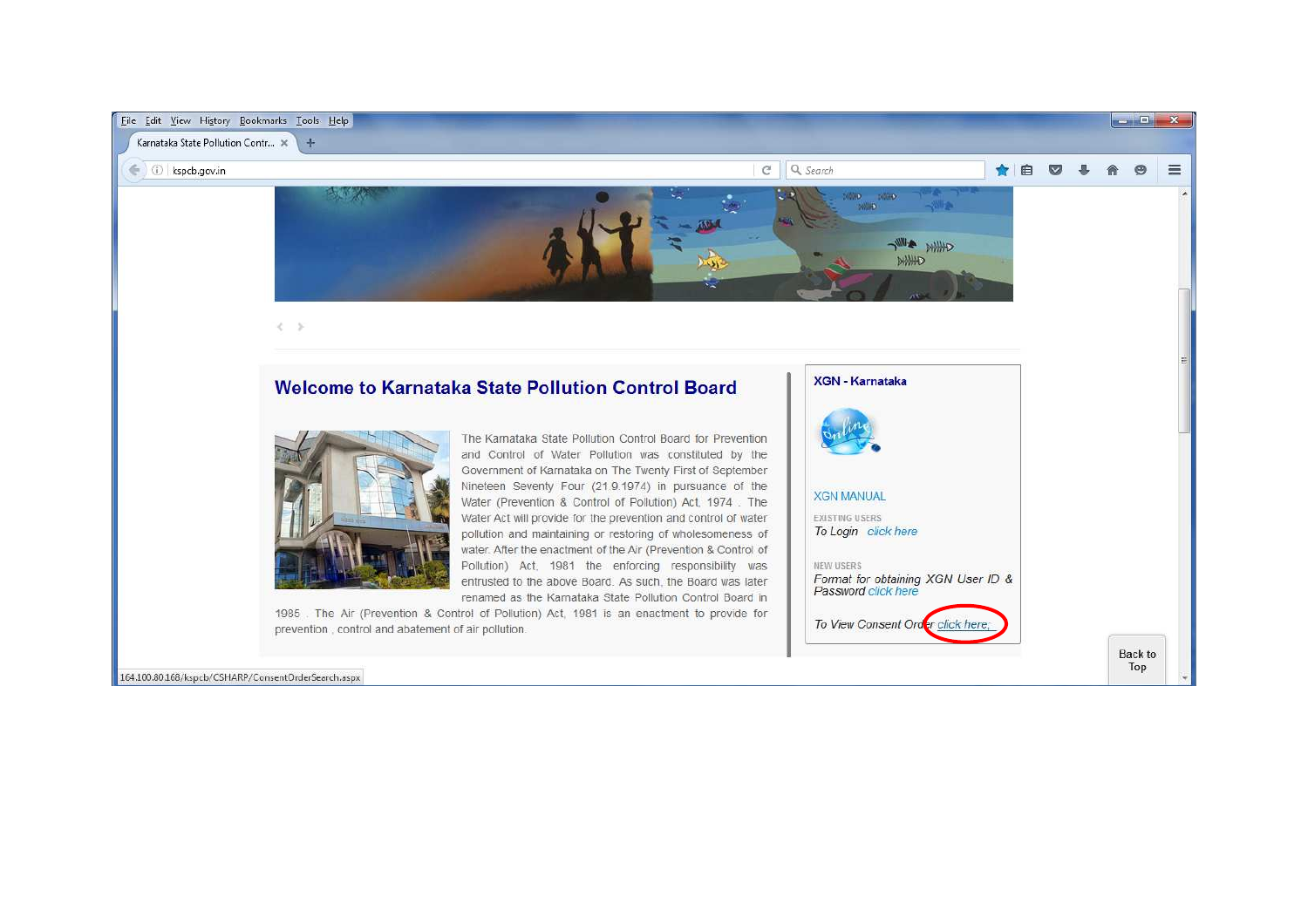## Welcome to Karnataka State Pollution Control Board

The Karnataka State Pollution Control Board for Prevention and Control of Water Pollution was constituted by the Government of Karnataka on The Twenty First of September Nineteen Seventy Four (21.9.1974) in pursuance of the Water (Prevention & Control of Pollution) Act, 1974 . The Water Act will provide for the prevention and control of water pollution and maintaining or restoring of wholesomeness of water. After the enactment of the Air (Prevention & Control of Pollution) Act, 1981 the enforcing responsibility was entrusted to the above Board. As such, the Board was later renamed as the Karnataka State Pollution Control Board in 1985 . The Air (Prevention & Control of Pollution) Act, 1981 is an enactment to provide for prevention , control and abatement of air pollution.

**XGN - Karnataka**

XGN MANUAL

EXISTING USERS

*To Login* click here

NEW USERS

*Format for obtaining XGN User ID & Password* click here

*To View Consent Order* click here.

Back to Top

164.100.80.168/kspcb/CSHARP/ConsentOrderSearch.aspx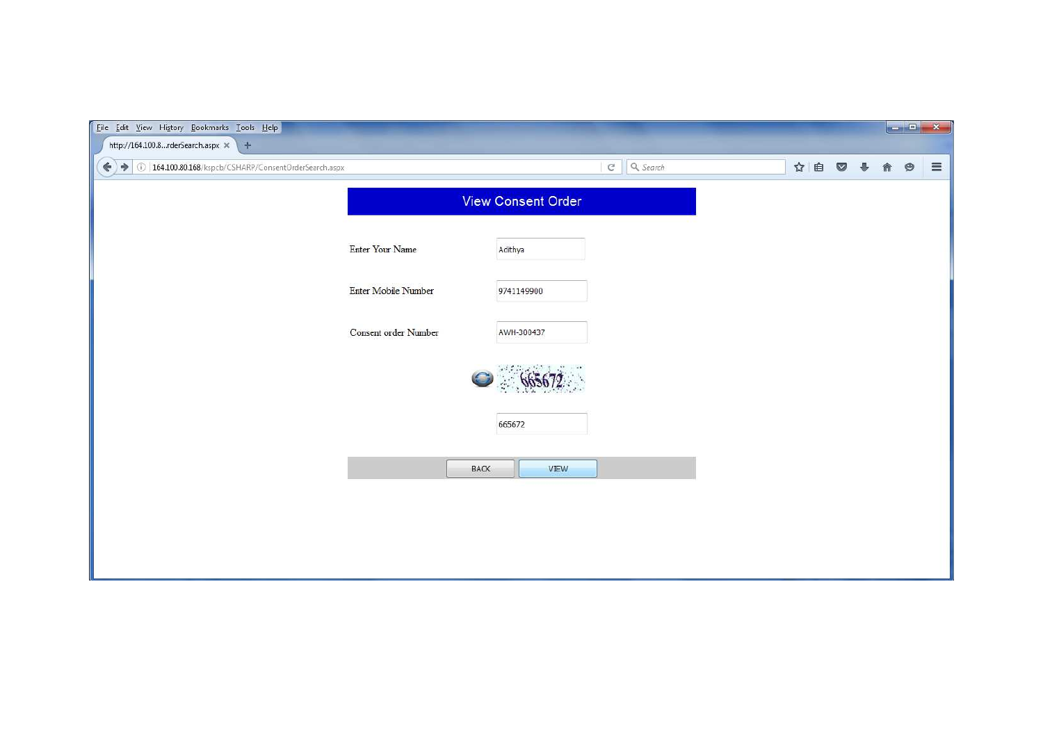## View Consent Order

| | |
|---|---|
| Enter Your Name | Adithya |
| Enter Mobile Number | 9741149900 |
| Consent order Number | AWH-300437 |
| | 665672 |
| | 665672 |

BACK VIEW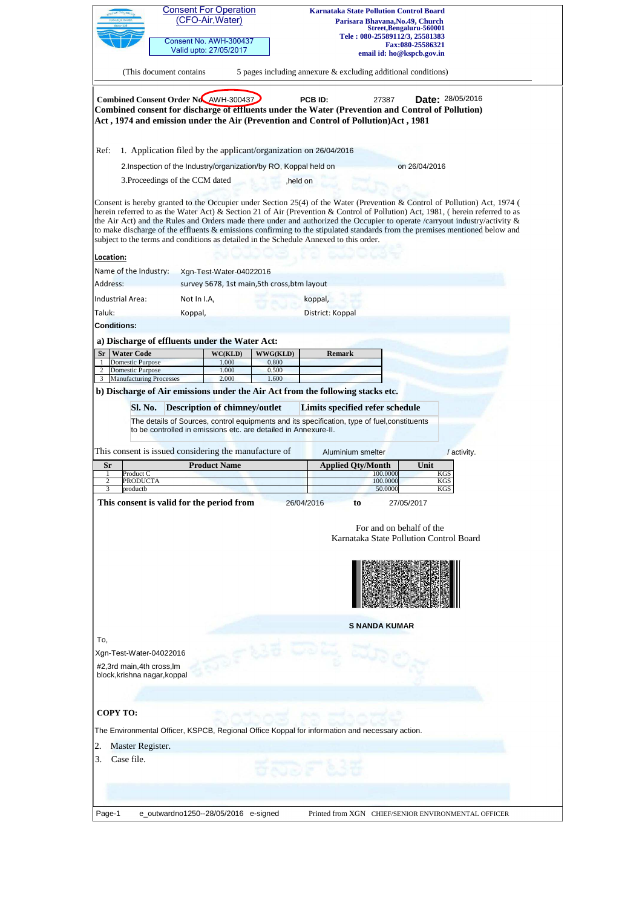Consent For Operation
(CFO-Air,Water)

Consent No. AWH-300437
Valid upto: 27/05/2017

**Karnataka State Pollution Control Board**
**Parisara Bhavana,No.49, Church Street,Bengaluru-560001**
**Tele : 080-25589112/3, 25581383**
**Fax:080-25586321**
**email id: ho@kspcb.gov.in**

(This document contains 5 pages including annexure & excluding additional conditions)

**Combined Consent Order No** AWH-300437 **PCB ID:** 27387 **Date:** 28/05/2016

**Combined consent for discharge of effluents under the Water (Prevention and Control of Pollution) Act , 1974 and emission under the Air (Prevention and Control of Pollution)Act , 1981**

Ref: 1. Application filed by the applicant/organization on 26/04/2016

2.Inspection of the Industry/organization/by RO, Koppal held on on 26/04/2016

3.Proceedings of the CCM dated ,held on

Consent is hereby granted to the Occupier under Section 25(4) of the Water (Prevention & Control of Pollution) Act, 1974 ( herein referred to as the Water Act) & Section 21 of Air (Prevention & Control of Pollution) Act, 1981, ( herein referred to as the Air Act) and the Rules and Orders made there under and authorized the Occupier to operate /carryout industry/activity & to make discharge of the effluents & emissions confirming to the stipulated standards from the premises mentioned below and subject to the terms and conditions as detailed in the Schedule Annexed to this order.

**Location:**

Name of the Industry: Xgn-Test-Water-04022016

Address: survey 5678, 1st main,5th cross,btm layout

Industrial Area: Not In I.A, koppal,

Taluk: Koppal, District: Koppal

**Conditions:**

**a) Discharge of effluents under the Water Act:**

| Sr | Water Code | WC(KLD) | WWG(KLD) | Remark |
|---|---|---|---|---|
| 1 | Domestic Purpose | 1.000 | 0.800 | |
| 2 | Domestic Purpose | 1.000 | 0.500 | |
| 3 | Manufacturing Processes | 2.000 | 1.600 | |

**b) Discharge of Air emissions under the Air Act from the following stacks etc.**

| Sl. No. | Description of chimney/outlet | Limits specified refer schedule |
|---|---|---|

The details of Sources, control equipments and its specification, type of fuel,constituents to be controlled in emissions etc. are detailed in Annexure-II.

This consent is issued considering the manufacture of Aluminium smelter / activity.

| Sr | Product Name | Applied Qty/Month | Unit |
|---|---|---|---|
| 1 | Product C | 100.0000 | KGS |
| 2 | PRODUCTA | 100.0000 | KGS |
| 3 | productb | 50.0000 | KGS |

**This consent is valid for the period from** 26/04/2016 **to** 27/05/2017

For and on behalf of the
Karnataka State Pollution Control Board

**S NANDA KUMAR**

To,

Xgn-Test-Water-04022016

#2,3rd main,4th cross,lm block,krishna nagar,koppal

**COPY TO:**

The Environmental Officer, KSPCB, Regional Office Koppal for information and necessary action.

2. Master Register.
3. Case file.

e_outwardno1250--28/05/2016 e-signed Printed from XGN CHIEF/SENIOR ENVIRONMENTAL OFFICER